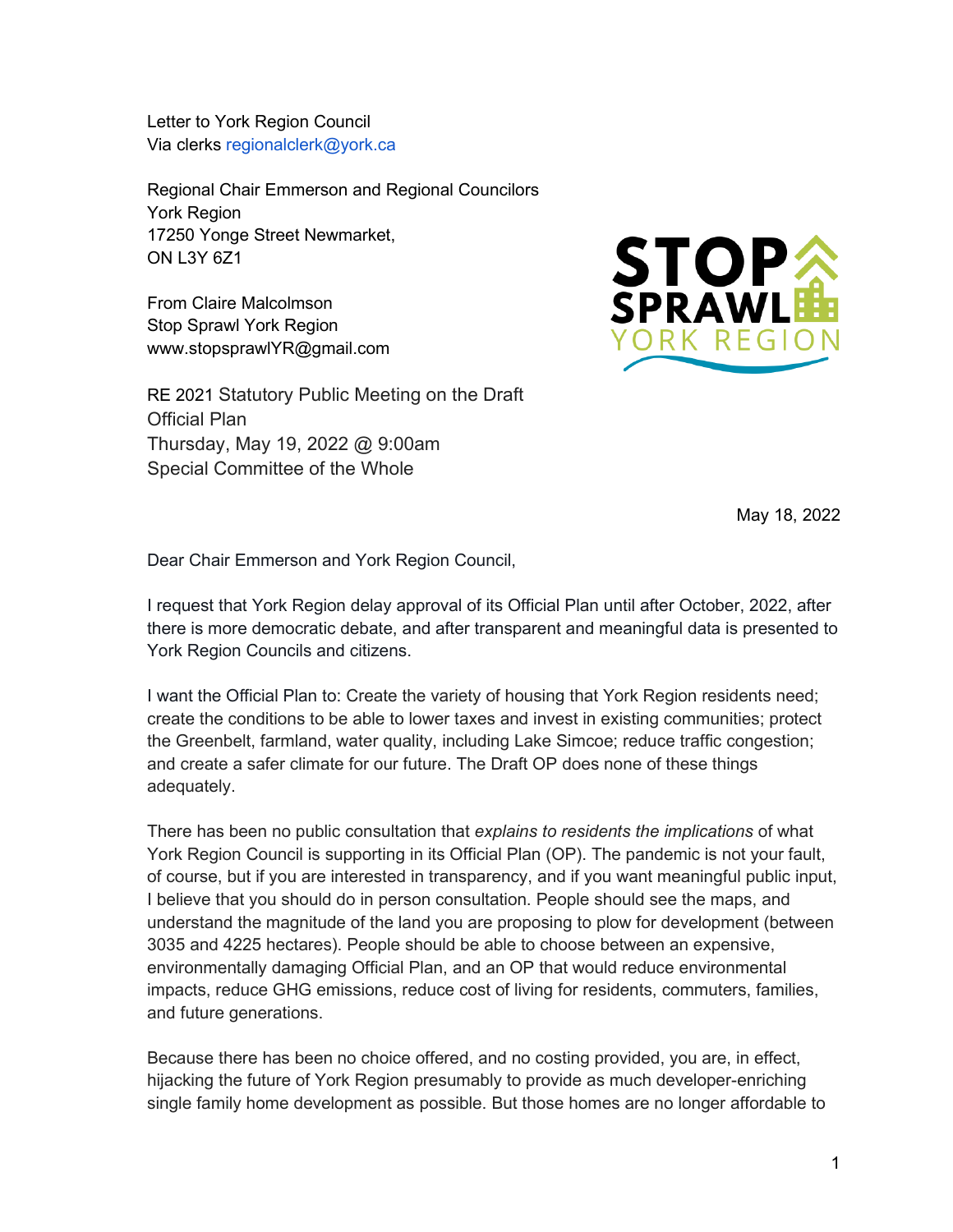Letter to York Region Council
Via clerks regionalclerk@york.ca

Regional Chair Emmerson and Regional Councilors
York Region
17250 Yonge Street Newmarket,
ON L3Y 6Z1

From Claire Malcolmson
Stop Sprawl York Region
www.stopsprawlYR@gmail.com

RE 2021 Statutory Public Meeting on the Draft Official Plan
Thursday, May 19, 2022 @ 9:00am
Special Committee of the Whole

May 18, 2022

Dear Chair Emmerson and York Region Council,

I request that York Region delay approval of its Official Plan until after October, 2022, after there is more democratic debate, and after transparent and meaningful data is presented to York Region Councils and citizens.

I want the Official Plan to: Create the variety of housing that York Region residents need; create the conditions to be able to lower taxes and invest in existing communities; protect the Greenbelt, farmland, water quality, including Lake Simcoe; reduce traffic congestion; and create a safer climate for our future. The Draft OP does none of these things adequately.

There has been no public consultation that *explains to residents the implications* of what York Region Council is supporting in its Official Plan (OP). The pandemic is not your fault, of course, but if you are interested in transparency, and if you want meaningful public input, I believe that you should do in person consultation. People should see the maps, and understand the magnitude of the land you are proposing to plow for development (between 3035 and 4225 hectares). People should be able to choose between an expensive, environmentally damaging Official Plan, and an OP that would reduce environmental impacts, reduce GHG emissions, reduce cost of living for residents, commuters, families, and future generations.

Because there has been no choice offered, and no costing provided, you are, in effect, hijacking the future of York Region presumably to provide as much developer-enriching single family home development as possible. But those homes are no longer affordable to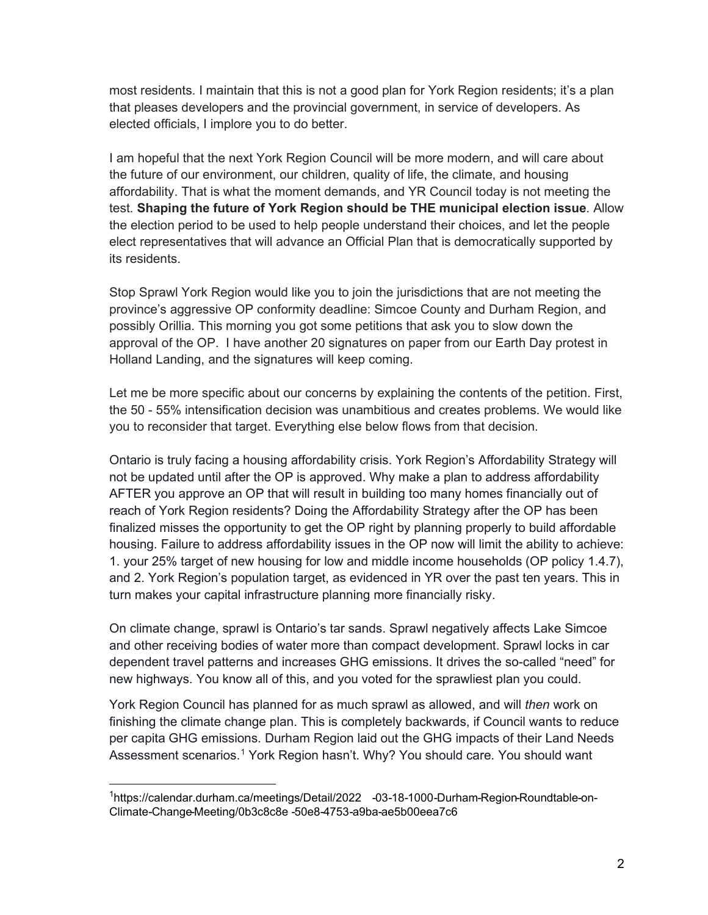most residents. I maintain that this is not a good plan for York Region residents; it's a plan that pleases developers and the provincial government, in service of developers. As elected officials, I implore you to do better.

I am hopeful that the next York Region Council will be more modern, and will care about the future of our environment, our children, quality of life, the climate, and housing affordability. That is what the moment demands, and YR Council today is not meeting the test. **Shaping the future of York Region should be THE municipal election issue**. Allow the election period to be used to help people understand their choices, and let the people elect representatives that will advance an Official Plan that is democratically supported by its residents.

Stop Sprawl York Region would like you to join the jurisdictions that are not meeting the province's aggressive OP conformity deadline: Simcoe County and Durham Region, and possibly Orillia. This morning you got some petitions that ask you to slow down the approval of the OP. I have another 20 signatures on paper from our Earth Day protest in Holland Landing, and the signatures will keep coming.

Let me be more specific about our concerns by explaining the contents of the petition. First, the 50 - 55% intensification decision was unambitious and creates problems. We would like you to reconsider that target. Everything else below flows from that decision.

Ontario is truly facing a housing affordability crisis. York Region's Affordability Strategy will not be updated until after the OP is approved. Why make a plan to address affordability AFTER you approve an OP that will result in building too many homes financially out of reach of York Region residents? Doing the Affordability Strategy after the OP has been finalized misses the opportunity to get the OP right by planning properly to build affordable housing. Failure to address affordability issues in the OP now will limit the ability to achieve: 1. your 25% target of new housing for low and middle income households (OP policy 1.4.7), and 2. York Region's population target, as evidenced in YR over the past ten years. This in turn makes your capital infrastructure planning more financially risky.

On climate change, sprawl is Ontario's tar sands. Sprawl negatively affects Lake Simcoe and other receiving bodies of water more than compact development. Sprawl locks in car dependent travel patterns and increases GHG emissions. It drives the so-called "need" for new highways. You know all of this, and you voted for the sprawliest plan you could.

York Region Council has planned for as much sprawl as allowed, and will *then* work on finishing the climate change plan. This is completely backwards, if Council wants to reduce per capita GHG emissions. Durham Region laid out the GHG impacts of their Land Needs Assessment scenarios.[1] York Region hasn't. Why? You should care. You should want

[1] https://calendar.durham.ca/meetings/Detail/2022-03-18-1000-Durham-Region-Roundtable-on-Climate-Change-Meeting/0b3c8c8e-50e8-4753-a9ba-ae5b00eea7c6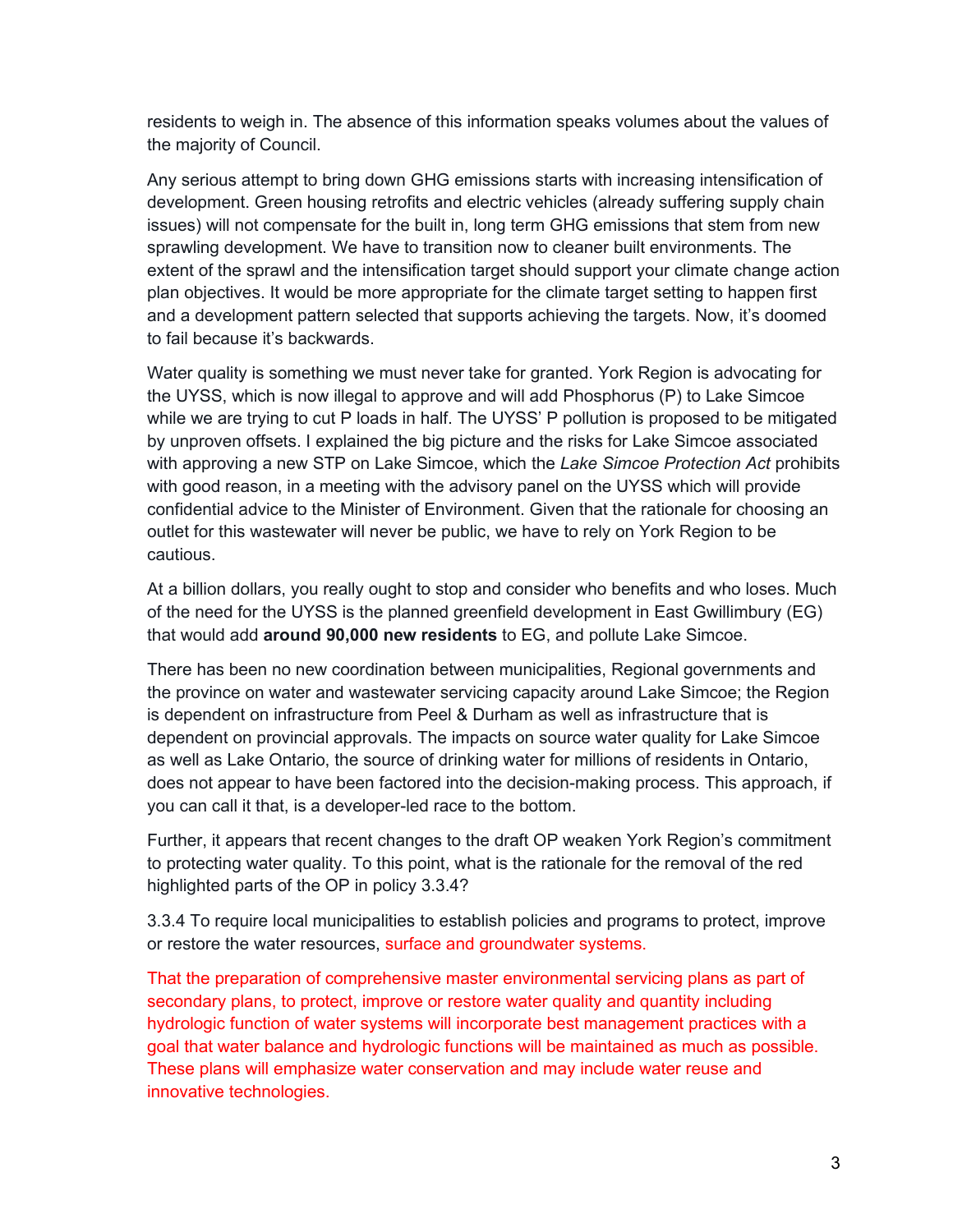residents to weigh in. The absence of this information speaks volumes about the values of the majority of Council.

Any serious attempt to bring down GHG emissions starts with increasing intensification of development. Green housing retrofits and electric vehicles (already suffering supply chain issues) will not compensate for the built in, long term GHG emissions that stem from new sprawling development. We have to transition now to cleaner built environments. The extent of the sprawl and the intensification target should support your climate change action plan objectives. It would be more appropriate for the climate target setting to happen first and a development pattern selected that supports achieving the targets. Now, it's doomed to fail because it's backwards.

Water quality is something we must never take for granted. York Region is advocating for the UYSS, which is now illegal to approve and will add Phosphorus (P) to Lake Simcoe while we are trying to cut P loads in half. The UYSS' P pollution is proposed to be mitigated by unproven offsets. I explained the big picture and the risks for Lake Simcoe associated with approving a new STP on Lake Simcoe, which the *Lake Simcoe Protection Act* prohibits with good reason, in a meeting with the advisory panel on the UYSS which will provide confidential advice to the Minister of Environment. Given that the rationale for choosing an outlet for this wastewater will never be public, we have to rely on York Region to be cautious.

At a billion dollars, you really ought to stop and consider who benefits and who loses. Much of the need for the UYSS is the planned greenfield development in East Gwillimbury (EG) that would add **around 90,000 new residents** to EG, and pollute Lake Simcoe.

There has been no new coordination between municipalities, Regional governments and the province on water and wastewater servicing capacity around Lake Simcoe; the Region is dependent on infrastructure from Peel & Durham as well as infrastructure that is dependent on provincial approvals. The impacts on source water quality for Lake Simcoe as well as Lake Ontario, the source of drinking water for millions of residents in Ontario, does not appear to have been factored into the decision-making process. This approach, if you can call it that, is a developer-led race to the bottom.

Further, it appears that recent changes to the draft OP weaken York Region's commitment to protecting water quality. To this point, what is the rationale for the removal of the red highlighted parts of the OP in policy 3.3.4?

3.3.4 To require local municipalities to establish policies and programs to protect, improve or restore the water resources, surface and groundwater systems.

That the preparation of comprehensive master environmental servicing plans as part of secondary plans, to protect, improve or restore water quality and quantity including hydrologic function of water systems will incorporate best management practices with a goal that water balance and hydrologic functions will be maintained as much as possible. These plans will emphasize water conservation and may include water reuse and innovative technologies.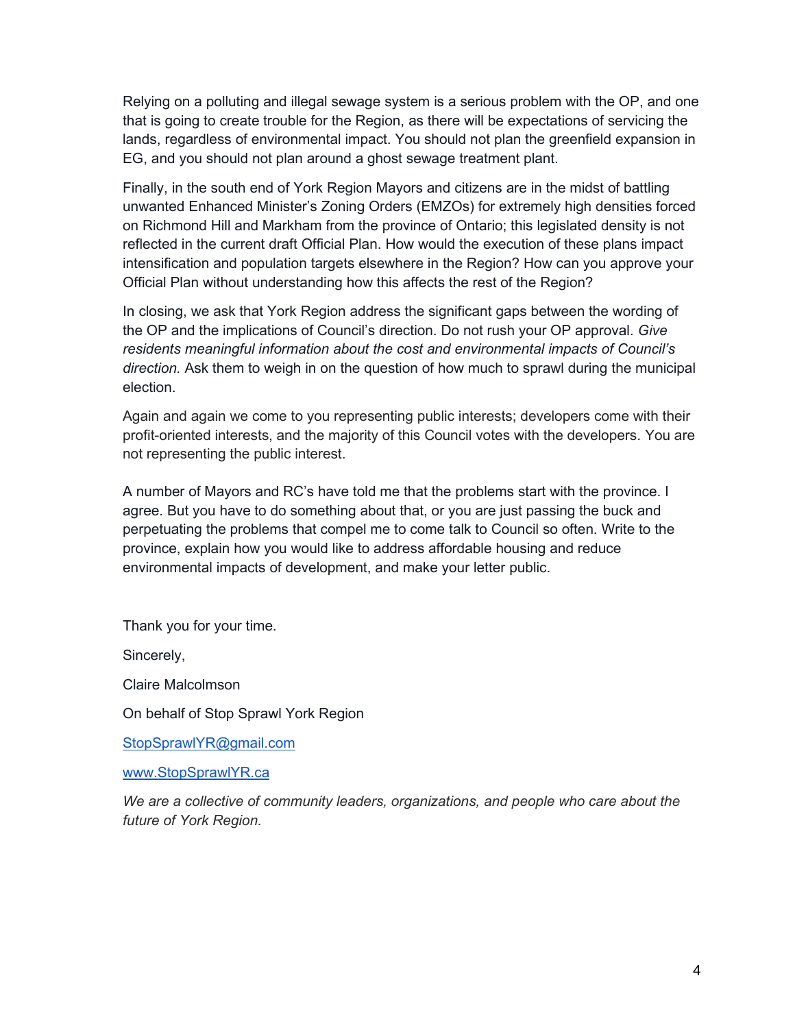Relying on a polluting and illegal sewage system is a serious problem with the OP, and one that is going to create trouble for the Region, as there will be expectations of servicing the lands, regardless of environmental impact. You should not plan the greenfield expansion in EG, and you should not plan around a ghost sewage treatment plant.

Finally, in the south end of York Region Mayors and citizens are in the midst of battling unwanted Enhanced Minister's Zoning Orders (EMZOs) for extremely high densities forced on Richmond Hill and Markham from the province of Ontario; this legislated density is not reflected in the current draft Official Plan. How would the execution of these plans impact intensification and population targets elsewhere in the Region? How can you approve your Official Plan without understanding how this affects the rest of the Region?

In closing, we ask that York Region address the significant gaps between the wording of the OP and the implications of Council's direction. Do not rush your OP approval. *Give residents meaningful information about the cost and environmental impacts of Council's direction.* Ask them to weigh in on the question of how much to sprawl during the municipal election.

Again and again we come to you representing public interests; developers come with their profit-oriented interests, and the majority of this Council votes with the developers. You are not representing the public interest.

A number of Mayors and RC's have told me that the problems start with the province. I agree. But you have to do something about that, or you are just passing the buck and perpetuating the problems that compel me to come talk to Council so often. Write to the province, explain how you would like to address affordable housing and reduce environmental impacts of development, and make your letter public.

Thank you for your time.

Sincerely,

Claire Malcolmson

On behalf of Stop Sprawl York Region

[StopSprawlYR@gmail.com](mailto:StopSprawlYR@gmail.com)

[www.StopSprawlYR.ca](http://www.StopSprawlYR.ca)

*We are a collective of community leaders, organizations, and people who care about the future of York Region.*